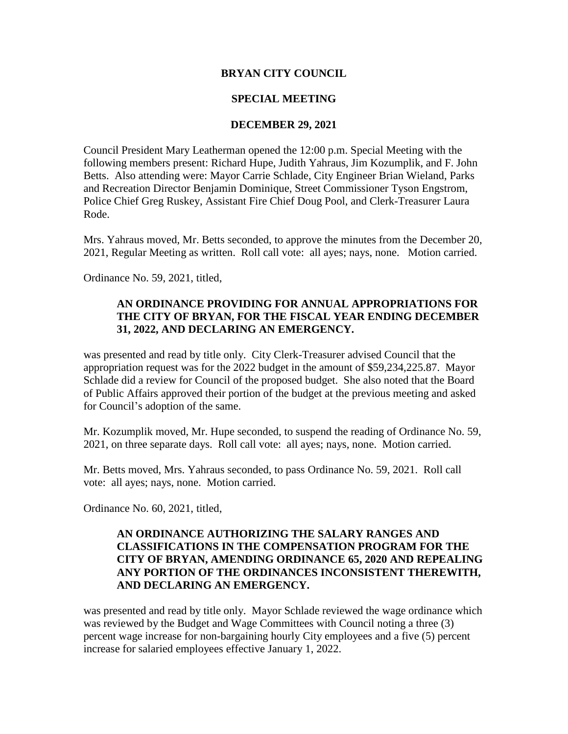# BRYAN CITY COUNCIL

## SPECIAL MEETING

## DECEMBER 29, 2021

Council President Mary Leatherman opened the 12:00 p.m. Special Meeting with the following members present: Richard Hupe, Judith Yahraus, Jim Kozumplik, and F. John Betts. Also attending were: Mayor Carrie Schlade, City Engineer Brian Wieland, Parks and Recreation Director Benjamin Dominique, Street Commissioner Tyson Engstrom, Police Chief Greg Ruskey, Assistant Fire Chief Doug Pool, and Clerk-Treasurer Laura Rode.

Mrs. Yahraus moved, Mr. Betts seconded, to approve the minutes from the December 20, 2021, Regular Meeting as written. Roll call vote: all ayes; nays, none. Motion carried.

Ordinance No. 59, 2021, titled,

> **AN ORDINANCE PROVIDING FOR ANNUAL APPROPRIATIONS FOR THE CITY OF BRYAN, FOR THE FISCAL YEAR ENDING DECEMBER 31, 2022, AND DECLARING AN EMERGENCY.**

was presented and read by title only. City Clerk-Treasurer advised Council that the appropriation request was for the 2022 budget in the amount of $59,234,225.87. Mayor Schlade did a review for Council of the proposed budget. She also noted that the Board of Public Affairs approved their portion of the budget at the previous meeting and asked for Council's adoption of the same.

Mr. Kozumplik moved, Mr. Hupe seconded, to suspend the reading of Ordinance No. 59, 2021, on three separate days. Roll call vote: all ayes; nays, none. Motion carried.

Mr. Betts moved, Mrs. Yahraus seconded, to pass Ordinance No. 59, 2021. Roll call vote: all ayes; nays, none. Motion carried.

Ordinance No. 60, 2021, titled,

> **AN ORDINANCE AUTHORIZING THE SALARY RANGES AND CLASSIFICATIONS IN THE COMPENSATION PROGRAM FOR THE CITY OF BRYAN, AMENDING ORDINANCE 65, 2020 AND REPEALING ANY PORTION OF THE ORDINANCES INCONSISTENT THEREWITH, AND DECLARING AN EMERGENCY.**

was presented and read by title only. Mayor Schlade reviewed the wage ordinance which was reviewed by the Budget and Wage Committees with Council noting a three (3) percent wage increase for non-bargaining hourly City employees and a five (5) percent increase for salaried employees effective January 1, 2022.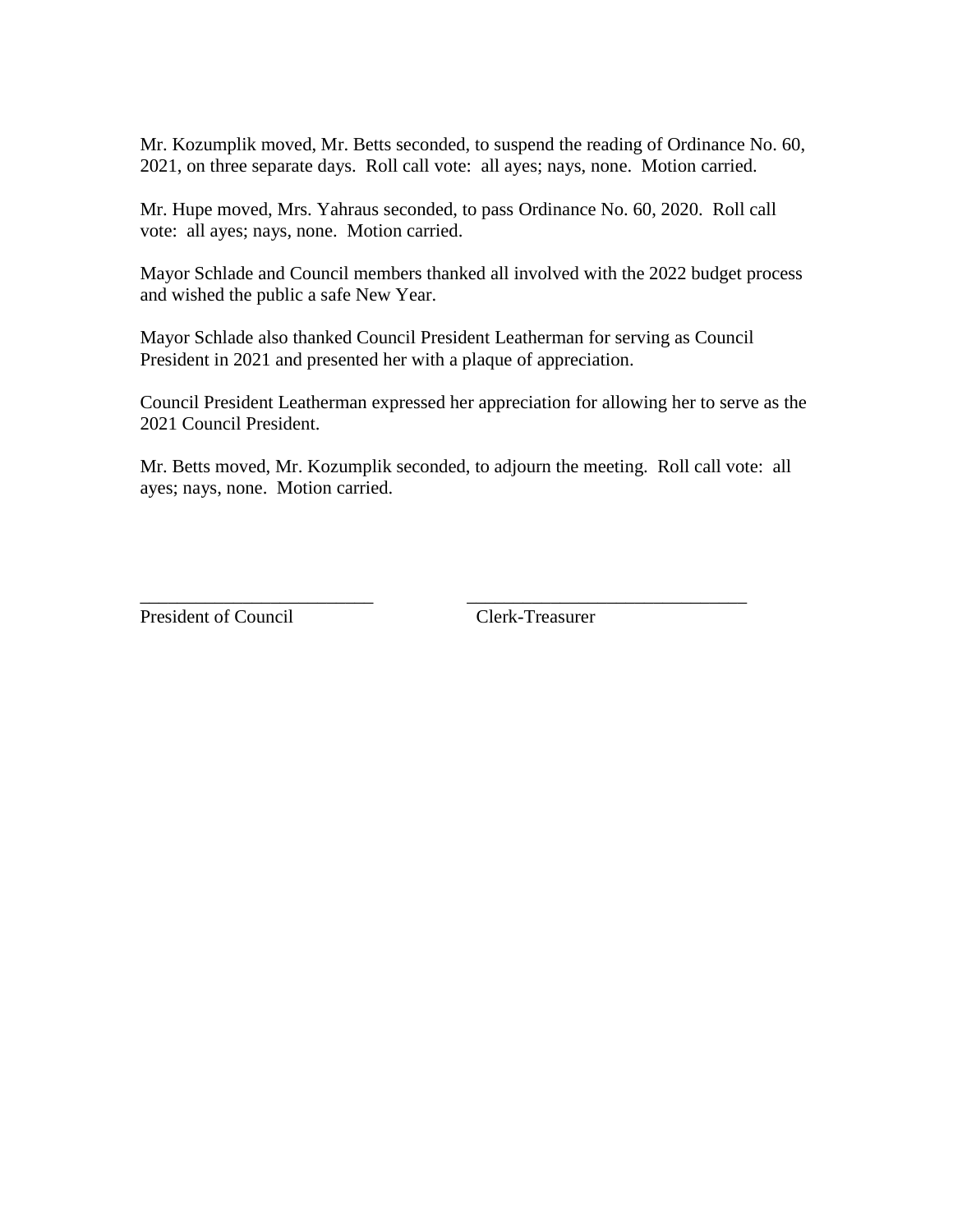Mr. Kozumplik moved, Mr. Betts seconded, to suspend the reading of Ordinance No. 60, 2021, on three separate days. Roll call vote: all ayes; nays, none. Motion carried.

Mr. Hupe moved, Mrs. Yahraus seconded, to pass Ordinance No. 60, 2020. Roll call vote: all ayes; nays, none. Motion carried.

Mayor Schlade and Council members thanked all involved with the 2022 budget process and wished the public a safe New Year.

Mayor Schlade also thanked Council President Leatherman for serving as Council President in 2021 and presented her with a plaque of appreciation.

Council President Leatherman expressed her appreciation for allowing her to serve as the 2021 Council President.

Mr. Betts moved, Mr. Kozumplik seconded, to adjourn the meeting. Roll call vote: all ayes; nays, none. Motion carried.

_________________________ _______________________________

President of Council Clerk-Treasurer